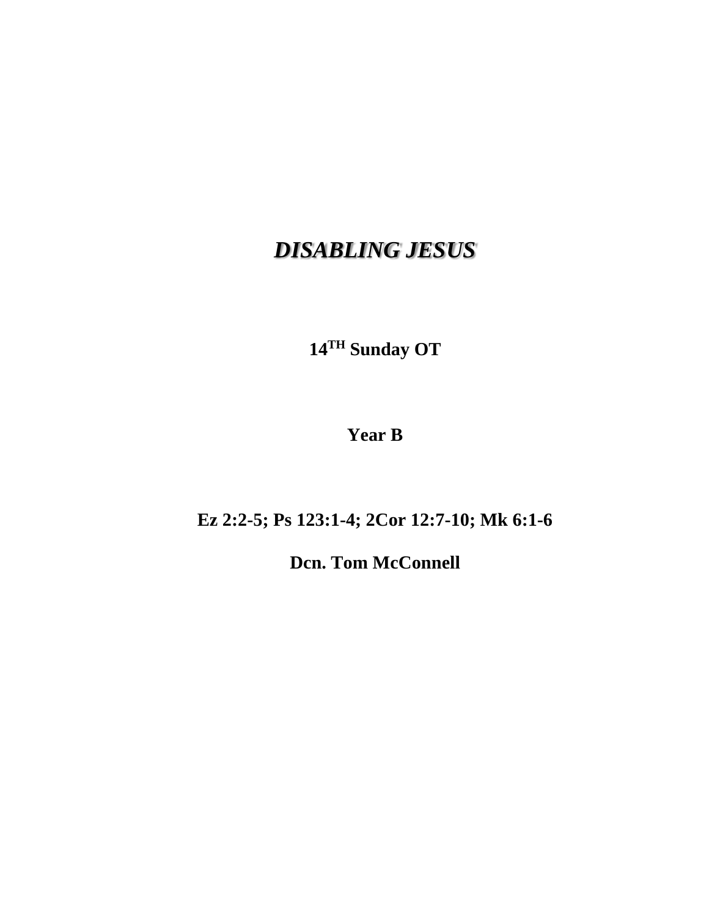# *DISABLING JESUS*

**14$^{TH}$ Sunday OT**

**Year B**

**Ez 2:2-5; Ps 123:1-4; 2Cor 12:7-10; Mk 6:1-6**

**Dcn. Tom McConnell**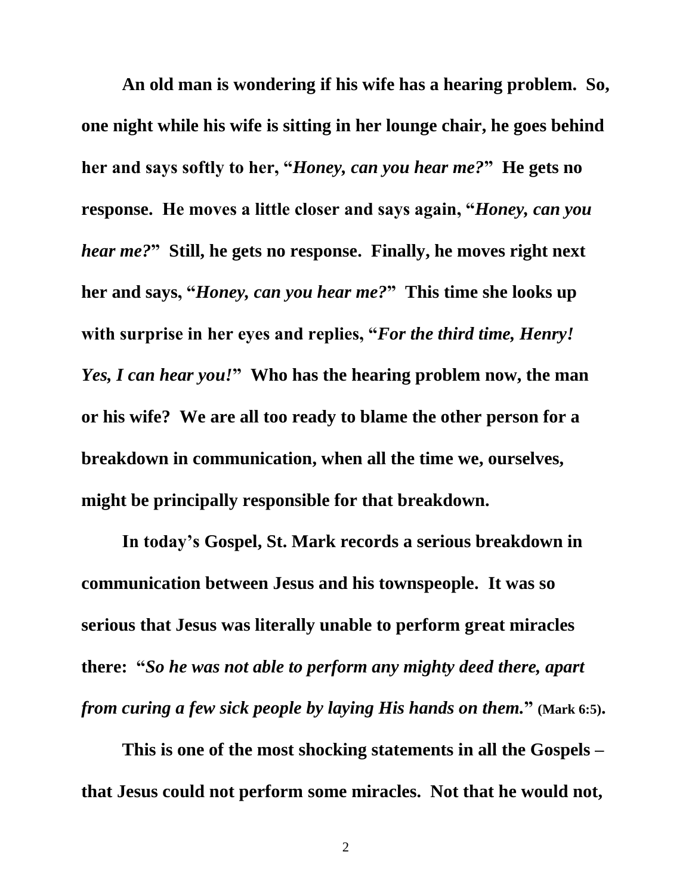**An old man is wondering if his wife has a hearing problem. So, one night while his wife is sitting in her lounge chair, he goes behind her and says softly to her, "*Honey, can you hear me?*" He gets no response. He moves a little closer and says again, "*Honey, can you hear me?*" Still, he gets no response. Finally, he moves right next her and says, "*Honey, can you hear me?*" This time she looks up with surprise in her eyes and replies, "*For the third time, Henry! Yes, I can hear you!*" Who has the hearing problem now, the man or his wife? We are all too ready to blame the other person for a breakdown in communication, when all the time we, ourselves, might be principally responsible for that breakdown.**

**In today's Gospel, St. Mark records a serious breakdown in communication between Jesus and his townspeople. It was so serious that Jesus was literally unable to perform great miracles there: "*So he was not able to perform any mighty deed there, apart from curing a few sick people by laying His hands on them.*" (Mark 6:5).**

**This is one of the most shocking statements in all the Gospels – that Jesus could not perform some miracles. Not that he would not,**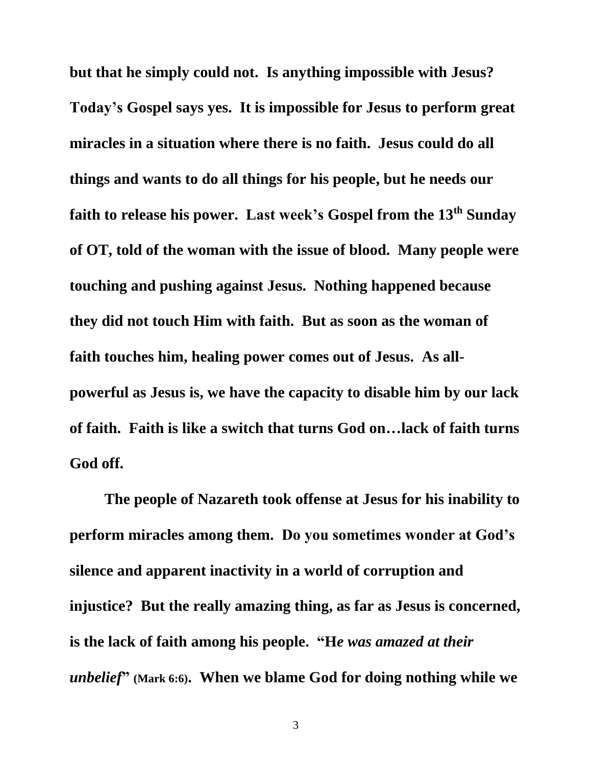**but that he simply could not. Is anything impossible with Jesus? Today's Gospel says yes. It is impossible for Jesus to perform great miracles in a situation where there is no faith. Jesus could do all things and wants to do all things for his people, but he needs our faith to release his power. Last week's Gospel from the 13th Sunday of OT, told of the woman with the issue of blood. Many people were touching and pushing against Jesus. Nothing happened because they did not touch Him with faith. But as soon as the woman of faith touches him, healing power comes out of Jesus. As all-powerful as Jesus is, we have the capacity to disable him by our lack of faith. Faith is like a switch that turns God on…lack of faith turns God off.**

**The people of Nazareth took offense at Jesus for his inability to perform miracles among them. Do you sometimes wonder at God's silence and apparent inactivity in a world of corruption and injustice? But the really amazing thing, as far as Jesus is concerned, is the lack of faith among his people. "H*e was amazed at their unbelief*" (Mark 6:6). When we blame God for doing nothing while we**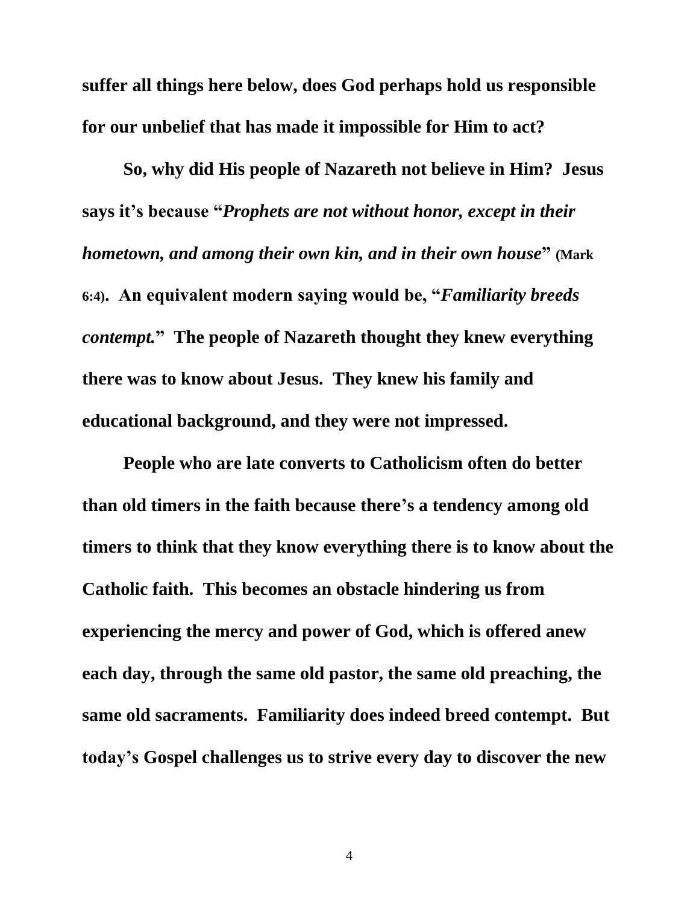**suffer all things here below, does God perhaps hold us responsible for our unbelief that has made it impossible for Him to act?**

**So, why did His people of Nazareth not believe in Him? Jesus says it's because "*Prophets are not without honor, except in their hometown, and among their own kin, and in their own house*" (Mark 6:4). An equivalent modern saying would be, "*Familiarity breeds contempt.*" The people of Nazareth thought they knew everything there was to know about Jesus. They knew his family and educational background, and they were not impressed.**

**People who are late converts to Catholicism often do better than old timers in the faith because there's a tendency among old timers to think that they know everything there is to know about the Catholic faith. This becomes an obstacle hindering us from experiencing the mercy and power of God, which is offered anew each day, through the same old pastor, the same old preaching, the same old sacraments. Familiarity does indeed breed contempt. But today's Gospel challenges us to strive every day to discover the new**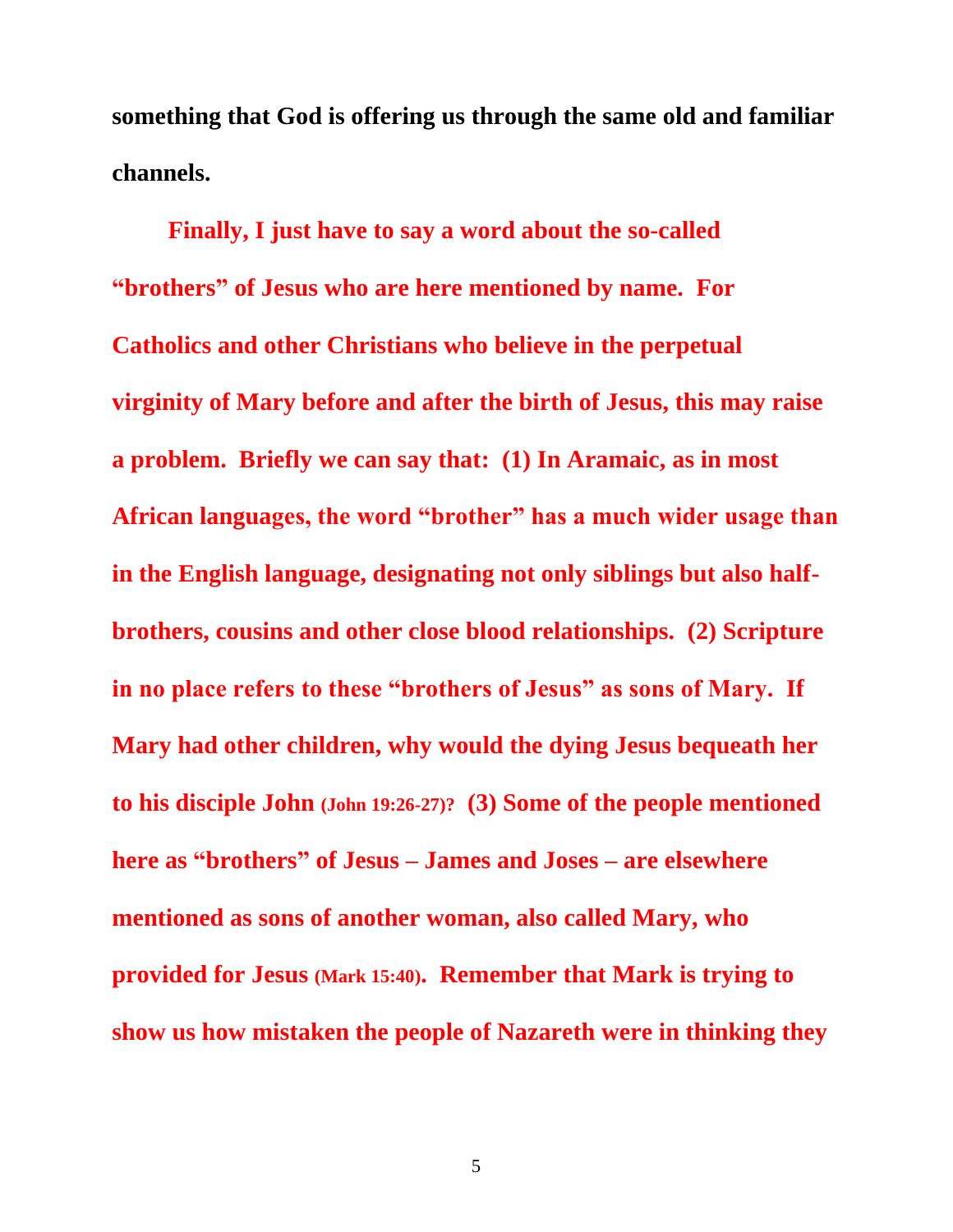**something that God is offering us through the same old and familiar channels.**

**Finally, I just have to say a word about the so-called "brothers" of Jesus who are here mentioned by name. For Catholics and other Christians who believe in the perpetual virginity of Mary before and after the birth of Jesus, this may raise a problem. Briefly we can say that: (1) In Aramaic, as in most African languages, the word "brother" has a much wider usage than in the English language, designating not only siblings but also half-brothers, cousins and other close blood relationships. (2) Scripture in no place refers to these "brothers of Jesus" as sons of Mary. If Mary had other children, why would the dying Jesus bequeath her to his disciple John (John 19:26-27)? (3) Some of the people mentioned here as "brothers" of Jesus – James and Joses – are elsewhere mentioned as sons of another woman, also called Mary, who provided for Jesus (Mark 15:40). Remember that Mark is trying to show us how mistaken the people of Nazareth were in thinking they**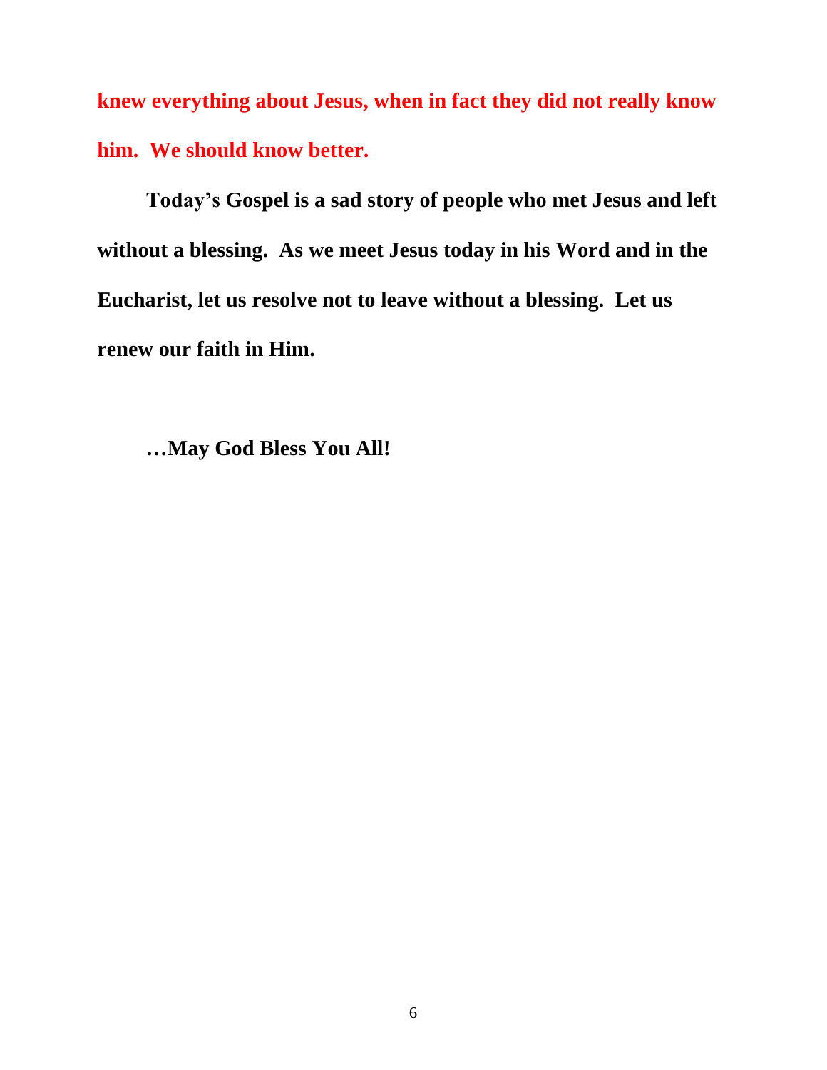**knew everything about Jesus, when in fact they did not really know him. We should know better.**

**Today's Gospel is a sad story of people who met Jesus and left without a blessing. As we meet Jesus today in his Word and in the Eucharist, let us resolve not to leave without a blessing. Let us renew our faith in Him.**

**…May God Bless You All!**